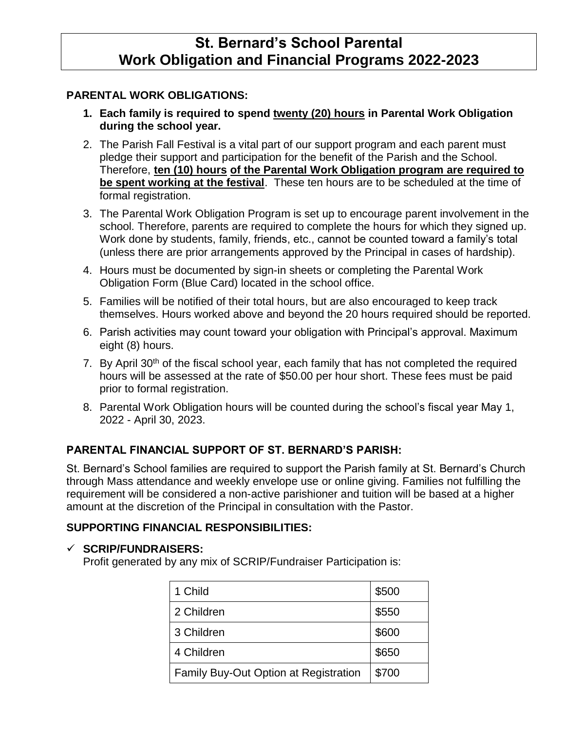# St. Bernard's School Parental Work Obligation and Financial Programs 2022-2023

## PARENTAL WORK OBLIGATIONS:

1. **Each family is required to spend twenty (20) hours in Parental Work Obligation during the school year.**
2. The Parish Fall Festival is a vital part of our support program and each parent must pledge their support and participation for the benefit of the Parish and the School. Therefore, **ten (10) hours of the Parental Work Obligation program are required to be spent working at the festival**. These ten hours are to be scheduled at the time of formal registration.
3. The Parental Work Obligation Program is set up to encourage parent involvement in the school. Therefore, parents are required to complete the hours for which they signed up. Work done by students, family, friends, etc., cannot be counted toward a family's total (unless there are prior arrangements approved by the Principal in cases of hardship).
4. Hours must be documented by sign-in sheets or completing the Parental Work Obligation Form (Blue Card) located in the school office.
5. Families will be notified of their total hours, but are also encouraged to keep track themselves. Hours worked above and beyond the 20 hours required should be reported.
6. Parish activities may count toward your obligation with Principal's approval. Maximum eight (8) hours.
7. By April 30th of the fiscal school year, each family that has not completed the required hours will be assessed at the rate of $50.00 per hour short. These fees must be paid prior to formal registration.
8. Parental Work Obligation hours will be counted during the school's fiscal year May 1, 2022 - April 30, 2023.

## PARENTAL FINANCIAL SUPPORT OF ST. BERNARD'S PARISH:

St. Bernard's School families are required to support the Parish family at St. Bernard's Church through Mass attendance and weekly envelope use or online giving. Families not fulfilling the requirement will be considered a non-active parishioner and tuition will be based at a higher amount at the discretion of the Principal in consultation with the Pastor.

## SUPPORTING FINANCIAL RESPONSIBILITIES:

✓ **SCRIP/FUNDRAISERS:**

Profit generated by any mix of SCRIP/Fundraiser Participation is:

| | |
|---|---|
| 1 Child | $500 |
| 2 Children | $550 |
| 3 Children | $600 |
| 4 Children | $650 |
| Family Buy-Out Option at Registration | $700 |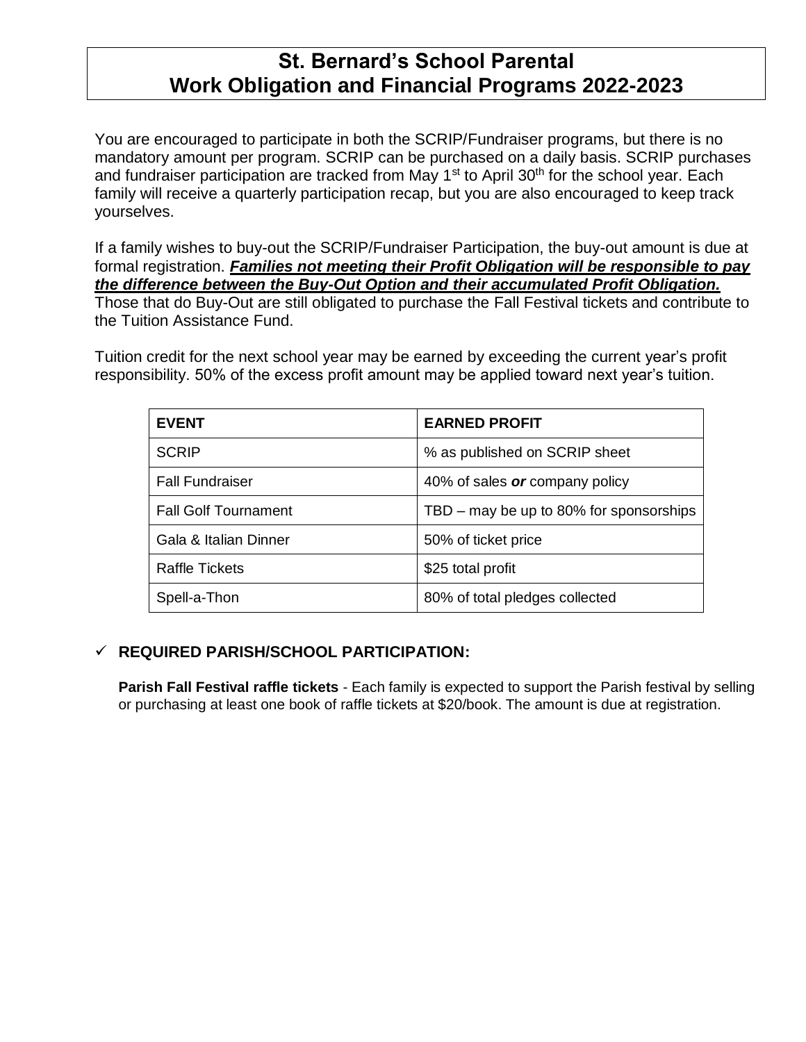# St. Bernard's School Parental Work Obligation and Financial Programs 2022-2023

You are encouraged to participate in both the SCRIP/Fundraiser programs, but there is no mandatory amount per program. SCRIP can be purchased on a daily basis. SCRIP purchases and fundraiser participation are tracked from May 1st to April 30th for the school year. Each family will receive a quarterly participation recap, but you are also encouraged to keep track yourselves.

If a family wishes to buy-out the SCRIP/Fundraiser Participation, the buy-out amount is due at formal registration. ***Families not meeting their Profit Obligation will be responsible to pay the difference between the Buy-Out Option and their accumulated Profit Obligation.*** Those that do Buy-Out are still obligated to purchase the Fall Festival tickets and contribute to the Tuition Assistance Fund.

Tuition credit for the next school year may be earned by exceeding the current year's profit responsibility. 50% of the excess profit amount may be applied toward next year's tuition.

| EVENT | EARNED PROFIT |
|---|---|
| SCRIP | % as published on SCRIP sheet |
| Fall Fundraiser | 40% of sales ***or*** company policy |
| Fall Golf Tournament | TBD – may be up to 80% for sponsorships |
| Gala & Italian Dinner | 50% of ticket price |
| Raffle Tickets | $25 total profit |
| Spell-a-Thon | 80% of total pledges collected |

## ✓ REQUIRED PARISH/SCHOOL PARTICIPATION:

**Parish Fall Festival raffle tickets** - Each family is expected to support the Parish festival by selling or purchasing at least one book of raffle tickets at $20/book. The amount is due at registration.